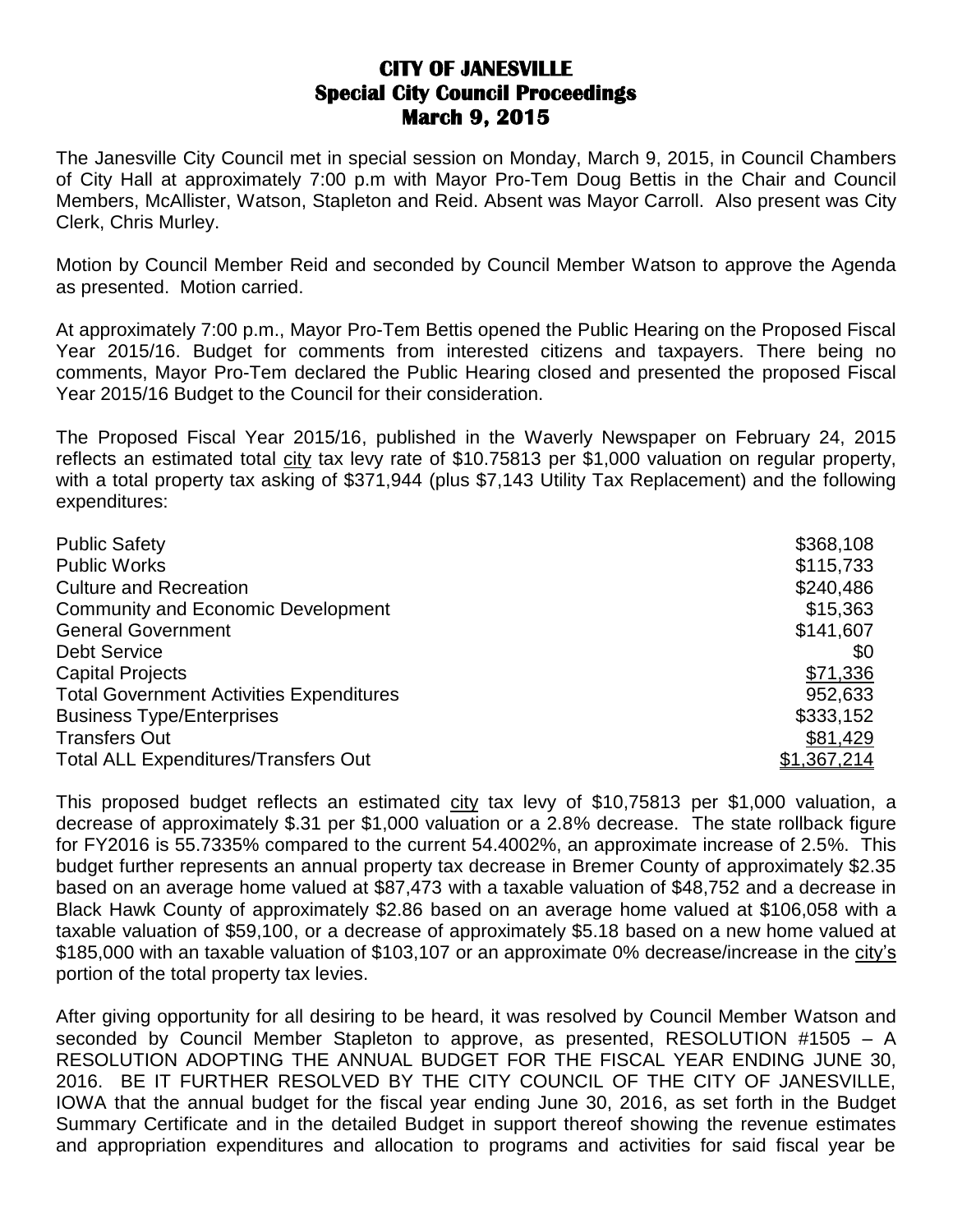# CITY OF JANESVILLE
## Special City Council Proceedings
## March 9, 2015

The Janesville City Council met in special session on Monday, March 9, 2015, in Council Chambers of City Hall at approximately 7:00 p.m with Mayor Pro-Tem Doug Bettis in the Chair and Council Members, McAllister, Watson, Stapleton and Reid. Absent was Mayor Carroll. Also present was City Clerk, Chris Murley.

Motion by Council Member Reid and seconded by Council Member Watson to approve the Agenda as presented. Motion carried.

At approximately 7:00 p.m., Mayor Pro-Tem Bettis opened the Public Hearing on the Proposed Fiscal Year 2015/16. Budget for comments from interested citizens and taxpayers. There being no comments, Mayor Pro-Tem declared the Public Hearing closed and presented the proposed Fiscal Year 2015/16 Budget to the Council for their consideration.

The Proposed Fiscal Year 2015/16, published in the Waverly Newspaper on February 24, 2015 reflects an estimated total city tax levy rate of $10.75813 per $1,000 valuation on regular property, with a total property tax asking of $371,944 (plus $7,143 Utility Tax Replacement) and the following expenditures:

| | |
|---|---:|
| Public Safety | $368,108 |
| Public Works | $115,733 |
| Culture and Recreation | $240,486 |
| Community and Economic Development | $15,363 |
| General Government | $141,607 |
| Debt Service | $0 |
| Capital Projects | $71,336 |
| Total Government Activities Expenditures | 952,633 |
| Business Type/Enterprises | $333,152 |
| Transfers Out | $81,429 |
| Total ALL Expenditures/Transfers Out | $1,367,214 |

This proposed budget reflects an estimated city tax levy of $10,75813 per $1,000 valuation, a decrease of approximately $.31 per $1,000 valuation or a 2.8% decrease. The state rollback figure for FY2016 is 55.7335% compared to the current 54.4002%, an approximate increase of 2.5%. This budget further represents an annual property tax decrease in Bremer County of approximately $2.35 based on an average home valued at $87,473 with a taxable valuation of $48,752 and a decrease in Black Hawk County of approximately $2.86 based on an average home valued at $106,058 with a taxable valuation of $59,100, or a decrease of approximately $5.18 based on a new home valued at $185,000 with an taxable valuation of $103,107 or an approximate 0% decrease/increase in the city's portion of the total property tax levies.

After giving opportunity for all desiring to be heard, it was resolved by Council Member Watson and seconded by Council Member Stapleton to approve, as presented, RESOLUTION #1505 – A RESOLUTION ADOPTING THE ANNUAL BUDGET FOR THE FISCAL YEAR ENDING JUNE 30, 2016. BE IT FURTHER RESOLVED BY THE CITY COUNCIL OF THE CITY OF JANESVILLE, IOWA that the annual budget for the fiscal year ending June 30, 2016, as set forth in the Budget Summary Certificate and in the detailed Budget in support thereof showing the revenue estimates and appropriation expenditures and allocation to programs and activities for said fiscal year be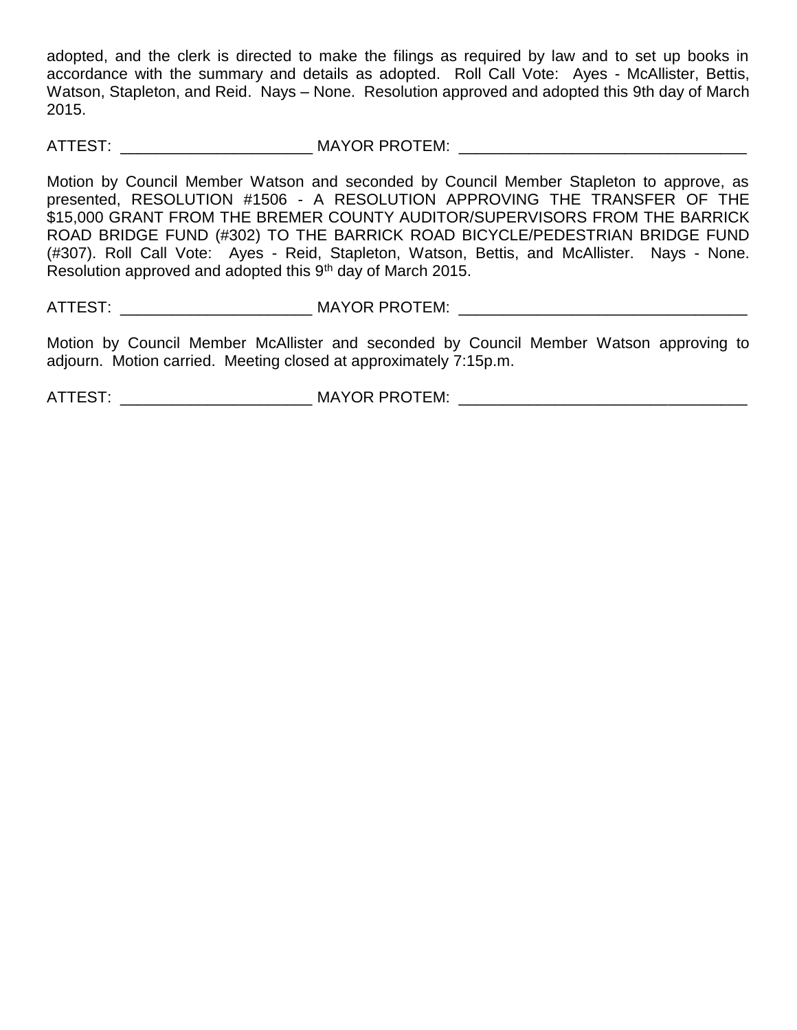adopted, and the clerk is directed to make the filings as required by law and to set up books in accordance with the summary and details as adopted. Roll Call Vote: Ayes - McAllister, Bettis, Watson, Stapleton, and Reid. Nays – None. Resolution approved and adopted this 9th day of March 2015.

ATTEST: ______________________ MAYOR PROTEM: _________________________________

Motion by Council Member Watson and seconded by Council Member Stapleton to approve, as presented, RESOLUTION #1506 - A RESOLUTION APPROVING THE TRANSFER OF THE $15,000 GRANT FROM THE BREMER COUNTY AUDITOR/SUPERVISORS FROM THE BARRICK ROAD BRIDGE FUND (#302) TO THE BARRICK ROAD BICYCLE/PEDESTRIAN BRIDGE FUND (#307). Roll Call Vote: Ayes - Reid, Stapleton, Watson, Bettis, and McAllister. Nays - None. Resolution approved and adopted this 9th day of March 2015.

ATTEST: ______________________ MAYOR PROTEM: _________________________________

Motion by Council Member McAllister and seconded by Council Member Watson approving to adjourn. Motion carried. Meeting closed at approximately 7:15p.m.

ATTEST: ______________________ MAYOR PROTEM: _________________________________